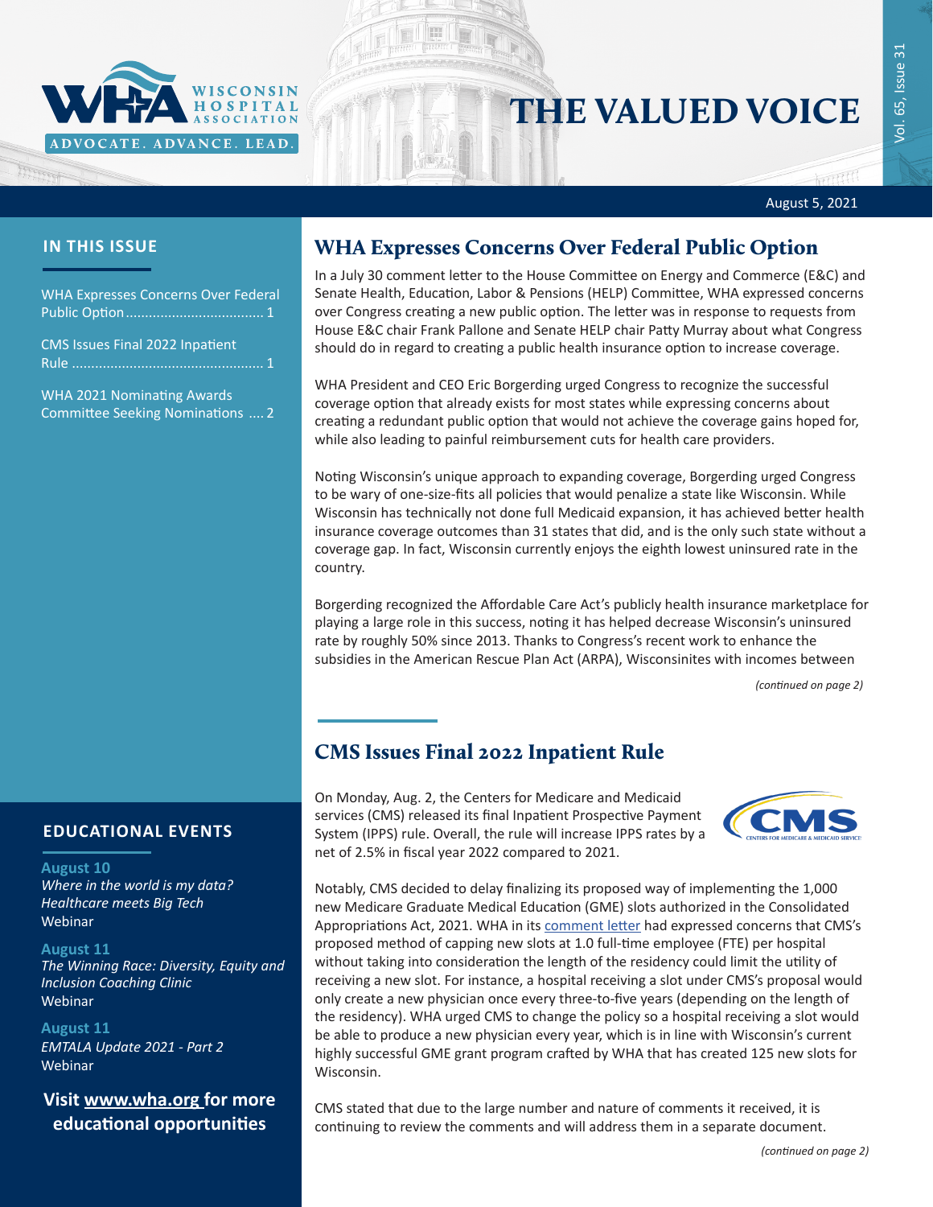# THE VALUED VOICE

WISCONSIN HOSPITAL ASSOCIATION

ADVOCATE. ADVANCE. LEAD.

August 5, 2021

## IN THIS ISSUE

WHA Expresses Concerns Over Federal Public Option .................................... 1

CMS Issues Final 2022 Inpatient Rule .................................................. 1

WHA 2021 Nominating Awards Committee Seeking Nominations .... 2

## WHA Expresses Concerns Over Federal Public Option

In a July 30 comment letter to the House Committee on Energy and Commerce (E&C) and Senate Health, Education, Labor & Pensions (HELP) Committee, WHA expressed concerns over Congress creating a new public option. The letter was in response to requests from House E&C chair Frank Pallone and Senate HELP chair Patty Murray about what Congress should do in regard to creating a public health insurance option to increase coverage.

WHA President and CEO Eric Borgerding urged Congress to recognize the successful coverage option that already exists for most states while expressing concerns about creating a redundant public option that would not achieve the coverage gains hoped for, while also leading to painful reimbursement cuts for health care providers.

Noting Wisconsin's unique approach to expanding coverage, Borgerding urged Congress to be wary of one-size-fits all policies that would penalize a state like Wisconsin. While Wisconsin has technically not done full Medicaid expansion, it has achieved better health insurance coverage outcomes than 31 states that did, and is the only such state without a coverage gap. In fact, Wisconsin currently enjoys the eighth lowest uninsured rate in the country.

Borgerding recognized the Affordable Care Act's publicly health insurance marketplace for playing a large role in this success, noting it has helped decrease Wisconsin's uninsured rate by roughly 50% since 2013. Thanks to Congress's recent work to enhance the subsidies in the American Rescue Plan Act (ARPA), Wisconsinites with incomes between

*(continued on page 2)*

## CMS Issues Final 2022 Inpatient Rule

On Monday, Aug. 2, the Centers for Medicare and Medicaid services (CMS) released its final Inpatient Prospective Payment System (IPPS) rule. Overall, the rule will increase IPPS rates by a net of 2.5% in fiscal year 2022 compared to 2021.

Notably, CMS decided to delay finalizing its proposed way of implementing the 1,000 new Medicare Graduate Medical Education (GME) slots authorized in the Consolidated Appropriations Act, 2021. WHA in its comment letter had expressed concerns that CMS's proposed method of capping new slots at 1.0 full-time employee (FTE) per hospital without taking into consideration the length of the residency could limit the utility of receiving a new slot. For instance, a hospital receiving a slot under CMS's proposal would only create a new physician once every three-to-five years (depending on the length of the residency). WHA urged CMS to change the policy so a hospital receiving a slot would be able to produce a new physician every year, which is in line with Wisconsin's current highly successful GME grant program crafted by WHA that has created 125 new slots for Wisconsin.

CMS stated that due to the large number and nature of comments it received, it is continuing to review the comments and will address them in a separate document.

*(continued on page 2)*

## EDUCATIONAL EVENTS

**August 10**
*Where in the world is my data? Healthcare meets Big Tech*
Webinar

**August 11**
*The Winning Race: Diversity, Equity and Inclusion Coaching Clinic*
Webinar

**August 11**
*EMTALA Update 2021 - Part 2*
Webinar

**Visit www.wha.org for more educational opportunities**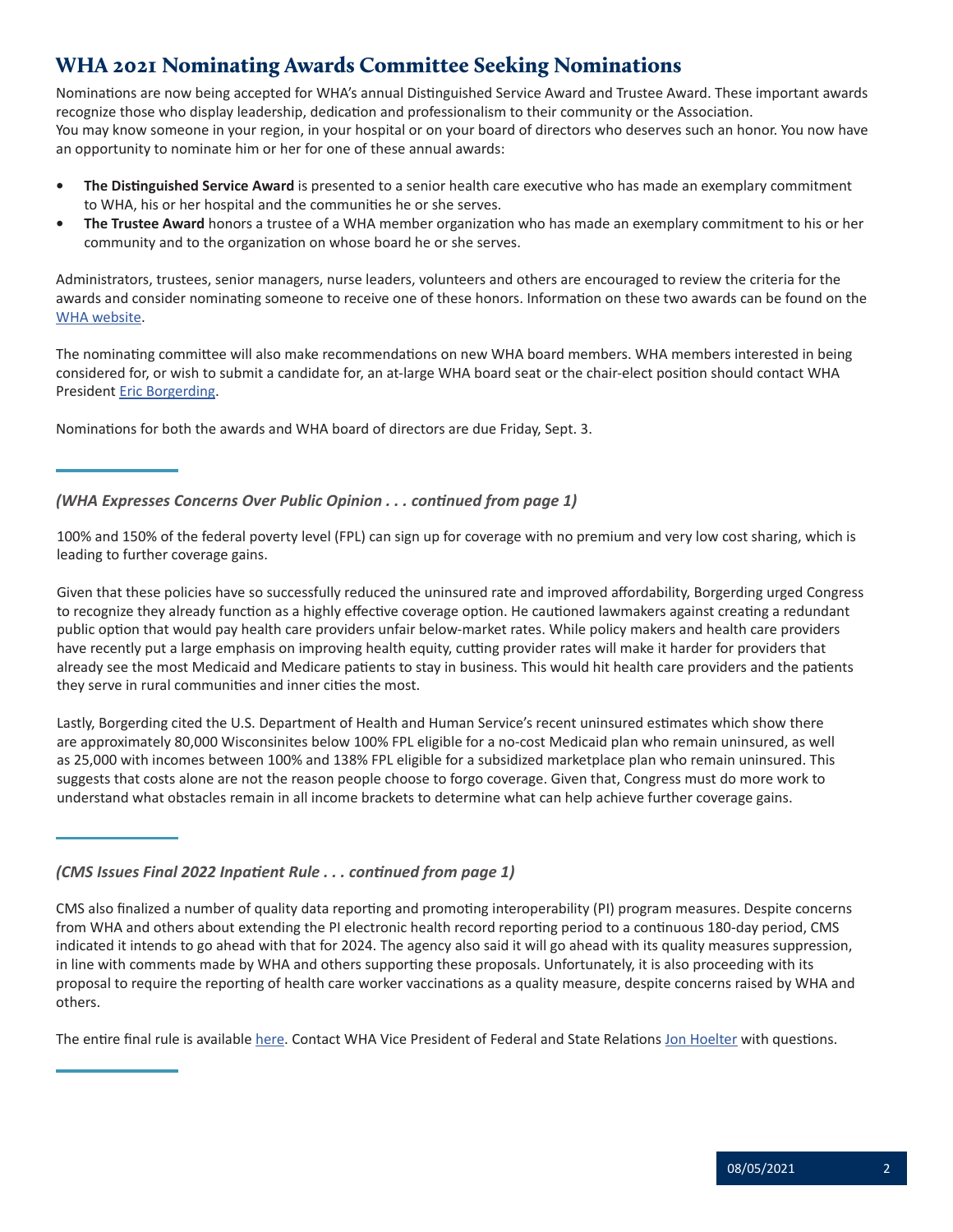## WHA 2021 Nominating Awards Committee Seeking Nominations

Nominations are now being accepted for WHA's annual Distinguished Service Award and Trustee Award. These important awards recognize those who display leadership, dedication and professionalism to their community or the Association.
You may know someone in your region, in your hospital or on your board of directors who deserves such an honor. You now have an opportunity to nominate him or her for one of these annual awards:

- **The Distinguished Service Award** is presented to a senior health care executive who has made an exemplary commitment to WHA, his or her hospital and the communities he or she serves.
- **The Trustee Award** honors a trustee of a WHA member organization who has made an exemplary commitment to his or her community and to the organization on whose board he or she serves.

Administrators, trustees, senior managers, nurse leaders, volunteers and others are encouraged to review the criteria for the awards and consider nominating someone to receive one of these honors. Information on these two awards can be found on the WHA website.

The nominating committee will also make recommendations on new WHA board members. WHA members interested in being considered for, or wish to submit a candidate for, an at-large WHA board seat or the chair-elect position should contact WHA President Eric Borgerding.

Nominations for both the awards and WHA board of directors are due Friday, Sept. 3.

---

*(WHA Expresses Concerns Over Public Opinion . . . continued from page 1)*

100% and 150% of the federal poverty level (FPL) can sign up for coverage with no premium and very low cost sharing, which is leading to further coverage gains.

Given that these policies have so successfully reduced the uninsured rate and improved affordability, Borgerding urged Congress to recognize they already function as a highly effective coverage option. He cautioned lawmakers against creating a redundant public option that would pay health care providers unfair below-market rates. While policy makers and health care providers have recently put a large emphasis on improving health equity, cutting provider rates will make it harder for providers that already see the most Medicaid and Medicare patients to stay in business. This would hit health care providers and the patients they serve in rural communities and inner cities the most.

Lastly, Borgerding cited the U.S. Department of Health and Human Service's recent uninsured estimates which show there are approximately 80,000 Wisconsinites below 100% FPL eligible for a no-cost Medicaid plan who remain uninsured, as well as 25,000 with incomes between 100% and 138% FPL eligible for a subsidized marketplace plan who remain uninsured. This suggests that costs alone are not the reason people choose to forgo coverage. Given that, Congress must do more work to understand what obstacles remain in all income brackets to determine what can help achieve further coverage gains.

---

*(CMS Issues Final 2022 Inpatient Rule . . . continued from page 1)*

CMS also finalized a number of quality data reporting and promoting interoperability (PI) program measures. Despite concerns from WHA and others about extending the PI electronic health record reporting period to a continuous 180-day period, CMS indicated it intends to go ahead with that for 2024. The agency also said it will go ahead with its quality measures suppression, in line with comments made by WHA and others supporting these proposals. Unfortunately, it is also proceeding with its proposal to require the reporting of health care worker vaccinations as a quality measure, despite concerns raised by WHA and others.

The entire final rule is available here. Contact WHA Vice President of Federal and State Relations Jon Hoelter with questions.